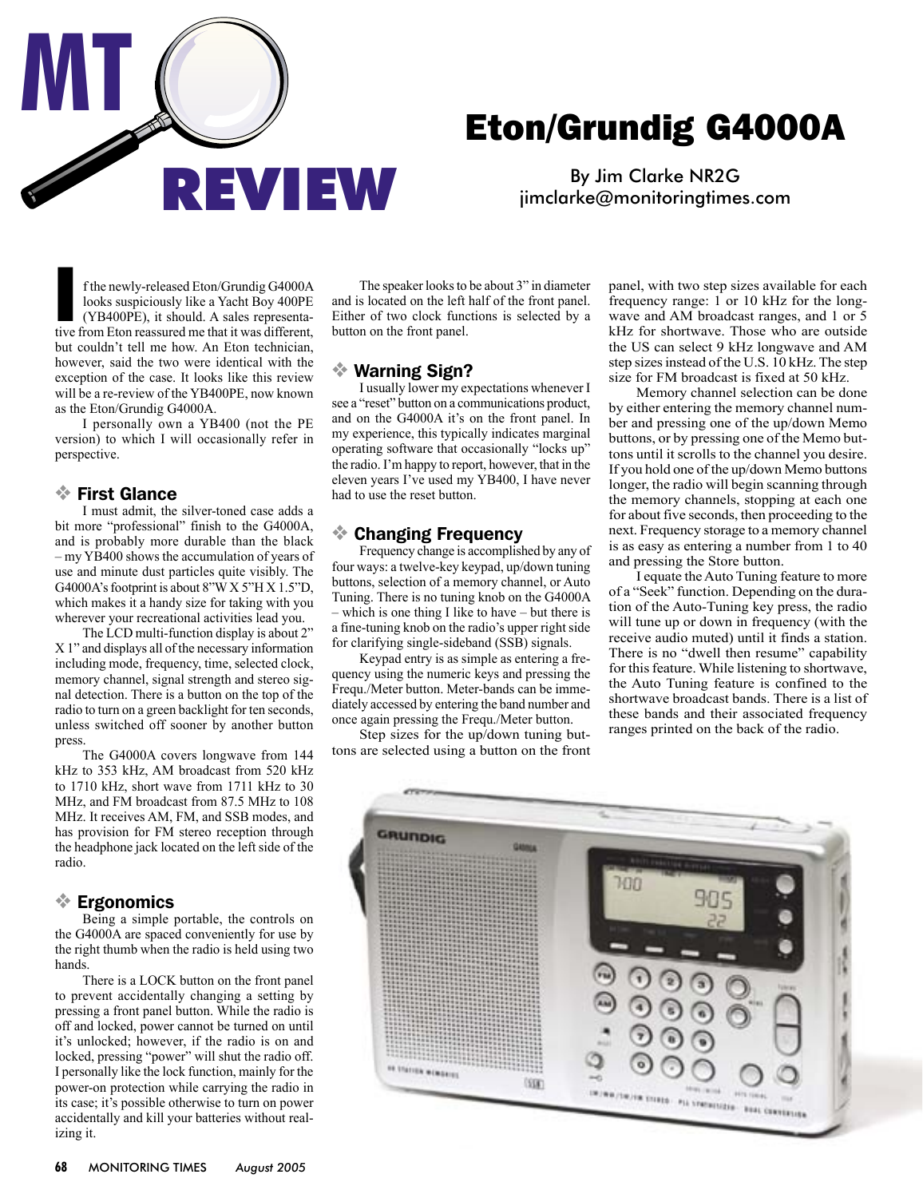# MT REVIEW

# Eton/Grundig G4000A

By Jim Clarke NR2G
jimclarke@monitoringtimes.com

If the newly-released Eton/Grundig G4000A looks suspiciously like a Yacht Boy 400PE (YB400PE), it should. A sales representative from Eton reassured me that it was different, but couldn't tell me how. An Eton technician, however, said the two were identical with the exception of the case. It looks like this review will be a re-review of the YB400PE, now known as the Eton/Grundig G4000A.

I personally own a YB400 (not the PE version) to which I will occasionally refer in perspective.

## First Glance

I must admit, the silver-toned case adds a bit more "professional" finish to the G4000A, and is probably more durable than the black – my YB400 shows the accumulation of years of use and minute dust particles quite visibly. The G4000A's footprint is about 8"W X 5"H X 1.5"D, which makes it a handy size for taking with you wherever your recreational activities lead you.

The LCD multi-function display is about 2" X 1" and displays all of the necessary information including mode, frequency, time, selected clock, memory channel, signal strength and stereo signal detection. There is a button on the top of the radio to turn on a green backlight for ten seconds, unless switched off sooner by another button press.

The G4000A covers longwave from 144 kHz to 353 kHz, AM broadcast from 520 kHz to 1710 kHz, short wave from 1711 kHz to 30 MHz, and FM broadcast from 87.5 MHz to 108 MHz. It receives AM, FM, and SSB modes, and has provision for FM stereo reception through the headphone jack located on the left side of the radio.

## Ergonomics

Being a simple portable, the controls on the G4000A are spaced conveniently for use by the right thumb when the radio is held using two hands.

There is a LOCK button on the front panel to prevent accidentally changing a setting by pressing a front panel button. While the radio is off and locked, power cannot be turned on until it's unlocked; however, if the radio is on and locked, pressing "power" will shut the radio off. I personally like the lock function, mainly for the power-on protection while carrying the radio in its case; it's possible otherwise to turn on power accidentally and kill your batteries without realizing it.

The speaker looks to be about 3" in diameter and is located on the left half of the front panel. Either of two clock functions is selected by a button on the front panel.

## Warning Sign?

I usually lower my expectations whenever I see a "reset" button on a communications product, and on the G4000A it's on the front panel. In my experience, this typically indicates marginal operating software that occasionally "locks up" the radio. I'm happy to report, however, that in the eleven years I've used my YB400, I have never had to use the reset button.

## Changing Frequency

Frequency change is accomplished by any of four ways: a twelve-key keypad, up/down tuning buttons, selection of a memory channel, or Auto Tuning. There is no tuning knob on the G4000A – which is one thing I like to have – but there is a fine-tuning knob on the radio's upper right side for clarifying single-sideband (SSB) signals.

Keypad entry is as simple as entering a frequency using the numeric keys and pressing the Frequ./Meter button. Meter-bands can be immediately accessed by entering the band number and once again pressing the Frequ./Meter button.

Step sizes for the up/down tuning buttons are selected using a button on the front panel, with two step sizes available for each frequency range: 1 or 10 kHz for the longwave and AM broadcast ranges, and 1 or 5 kHz for shortwave. Those who are outside the US can select 9 kHz longwave and AM step sizes instead of the U.S. 10 kHz. The step size for FM broadcast is fixed at 50 kHz.

Memory channel selection can be done by either entering the memory channel number and pressing one of the up/down Memo buttons, or by pressing one of the Memo buttons until it scrolls to the channel you desire. If you hold one of the up/down Memo buttons longer, the radio will begin scanning through the memory channels, stopping at each one for about five seconds, then proceeding to the next. Frequency storage to a memory channel is as easy as entering a number from 1 to 40 and pressing the Store button.

I equate the Auto Tuning feature to more of a "Seek" function. Depending on the duration of the Auto-Tuning key press, the radio will tune up or down in frequency (with the receive audio muted) until it finds a station. There is no "dwell then resume" capability for this feature. While listening to shortwave, the Auto Tuning feature is confined to the shortwave broadcast bands. There is a list of these bands and their associated frequency ranges printed on the back of the radio.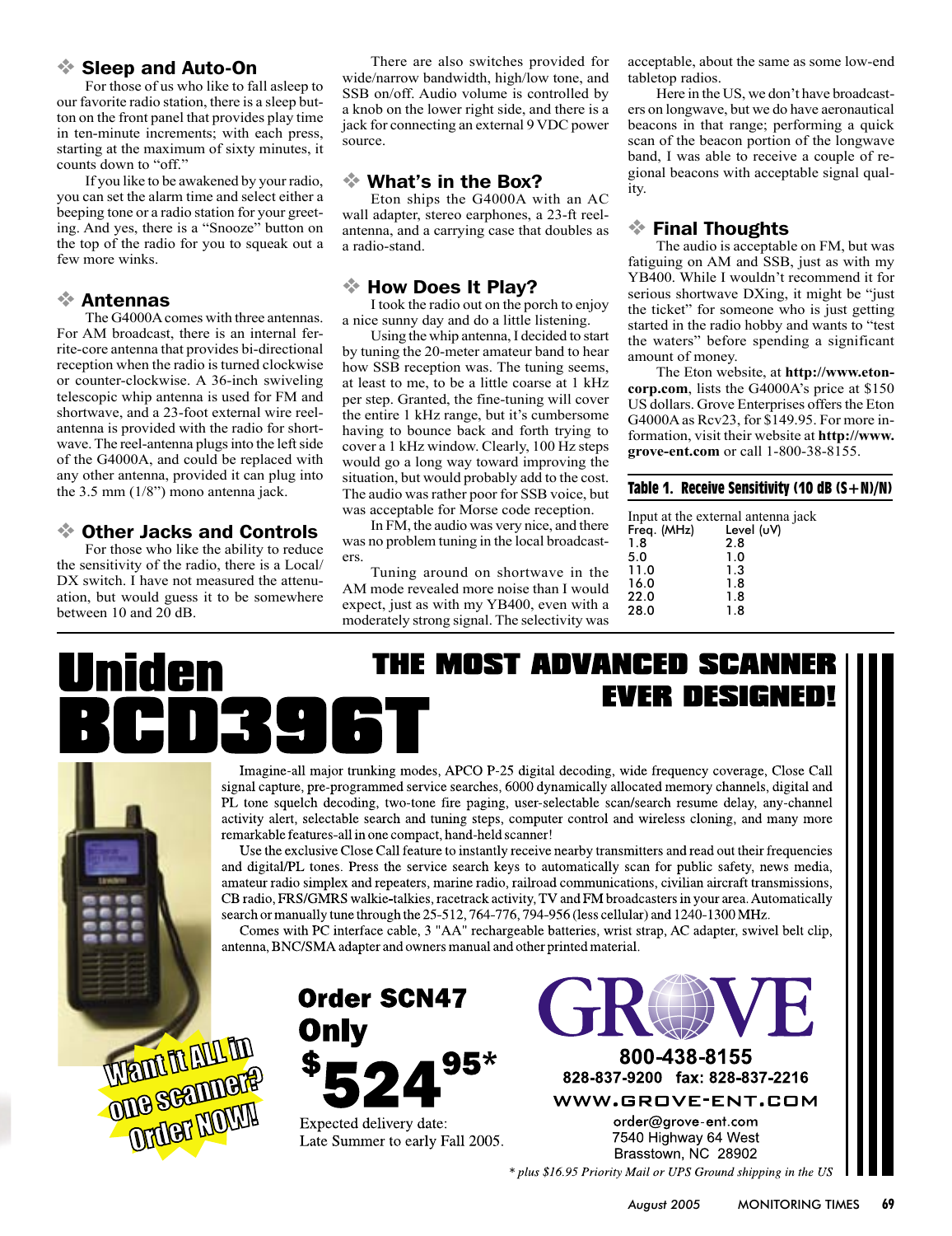## Sleep and Auto-On

For those of us who like to fall asleep to our favorite radio station, there is a sleep button on the front panel that provides play time in ten-minute increments; with each press, starting at the maximum of sixty minutes, it counts down to "off."

If you like to be awakened by your radio, you can set the alarm time and select either a beeping tone or a radio station for your greeting. And yes, there is a "Snooze" button on the top of the radio for you to squeak out a few more winks.

## Antennas

The G4000A comes with three antennas. For AM broadcast, there is an internal ferrite-core antenna that provides bi-directional reception when the radio is turned clockwise or counter-clockwise. A 36-inch swiveling telescopic whip antenna is used for FM and shortwave, and a 23-foot external wire reel-antenna is provided with the radio for shortwave. The reel-antenna plugs into the left side of the G4000A, and could be replaced with any other antenna, provided it can plug into the 3.5 mm (1/8") mono antenna jack.

## Other Jacks and Controls

For those who like the ability to reduce the sensitivity of the radio, there is a Local/DX switch. I have not measured the attenuation, but would guess it to be somewhere between 10 and 20 dB.

There are also switches provided for wide/narrow bandwidth, high/low tone, and SSB on/off. Audio volume is controlled by a knob on the lower right side, and there is a jack for connecting an external 9 VDC power source.

## What's in the Box?

Eton ships the G4000A with an AC wall adapter, stereo earphones, a 23-ft reel-antenna, and a carrying case that doubles as a radio-stand.

## How Does It Play?

I took the radio out on the porch to enjoy a nice sunny day and do a little listening.

Using the whip antenna, I decided to start by tuning the 20-meter amateur band to hear how SSB reception was. The tuning seems, at least to me, to be a little coarse at 1 kHz per step. Granted, the fine-tuning will cover the entire 1 kHz range, but it's cumbersome having to bounce back and forth trying to cover a 1 kHz window. Clearly, 100 Hz steps would go a long way toward improving the situation, but would probably add to the cost. The audio was rather poor for SSB voice, but was acceptable for Morse code reception.

In FM, the audio was very nice, and there was no problem tuning in the local broadcasters.

Tuning around on shortwave in the AM mode revealed more noise than I would expect, just as with my YB400, even with a moderately strong signal. The selectivity was acceptable, about the same as some low-end tabletop radios.

Here in the US, we don't have broadcasters on longwave, but we do have aeronautical beacons in that range; performing a quick scan of the beacon portion of the longwave band, I was able to receive a couple of regional beacons with acceptable signal quality.

## Final Thoughts

The audio is acceptable on FM, but was fatiguing on AM and SSB, just as with my YB400. While I wouldn't recommend it for serious shortwave DXing, it might be "just the ticket" for someone who is just getting started in the radio hobby and wants to "test the waters" before spending a significant amount of money.

The Eton website, at **http://www.eton-corp.com**, lists the G4000A's price at $150 US dollars. Grove Enterprises offers the Eton G4000A as Rcv23, for $149.95. For more information, visit their website at **http://www.grove-ent.com** or call 1-800-38-8155.

**Table 1. Receive Sensitivity (10 dB (S+N)/N)**

Input at the external antenna jack

| Freq. (MHz) | Level (uV) |
|---|---|
| 1.8 | 2.8 |
| 5.0 | 1.0 |
| 11.0 | 1.3 |
| 16.0 | 1.8 |
| 22.0 | 1.8 |
| 28.0 | 1.8 |

---

# Uniden BCD396T

## THE MOST ADVANCED SCANNER EVER DESIGNED!

Imagine-all major trunking modes, APCO P-25 digital decoding, wide frequency coverage, Close Call signal capture, pre-programmed service searches, 6000 dynamically allocated memory channels, digital and PL tone squelch decoding, two-tone fire paging, user-selectable scan/search resume delay, any-channel activity alert, selectable search and tuning steps, computer control and wireless cloning, and many more remarkable features-all in one compact, hand-held scanner!

Use the exclusive Close Call feature to instantly receive nearby transmitters and read out their frequencies and digital/PL tones. Press the service search keys to automatically scan for public safety, news media, amateur radio simplex and repeaters, marine radio, railroad communications, civilian aircraft transmissions, CB radio, FRS/GMRS walkie-talkies, racetrack activity, TV and FM broadcasters in your area. Automatically search or manually tune through the 25-512, 764-776, 794-956 (less cellular) and 1240-1300 MHz.

Comes with PC interface cable, 3 "AA" rechargeable batteries, wrist strap, AC adapter, swivel belt clip, antenna, BNC/SMA adapter and owners manual and other printed material.

Want it ALL in one scanner? Order NOW!

**Order SCN47 Only $524.95***

Expected delivery date: Late Summer to early Fall 2005.

**GROVE**

800-438-8155

828-837-9200 fax: 828-837-2216

WWW.GROVE-ENT.COM

order@grove-ent.com

7540 Highway 64 West

Brasstown, NC 28902

*\* plus $16.95 Priority Mail or UPS Ground shipping in the US*